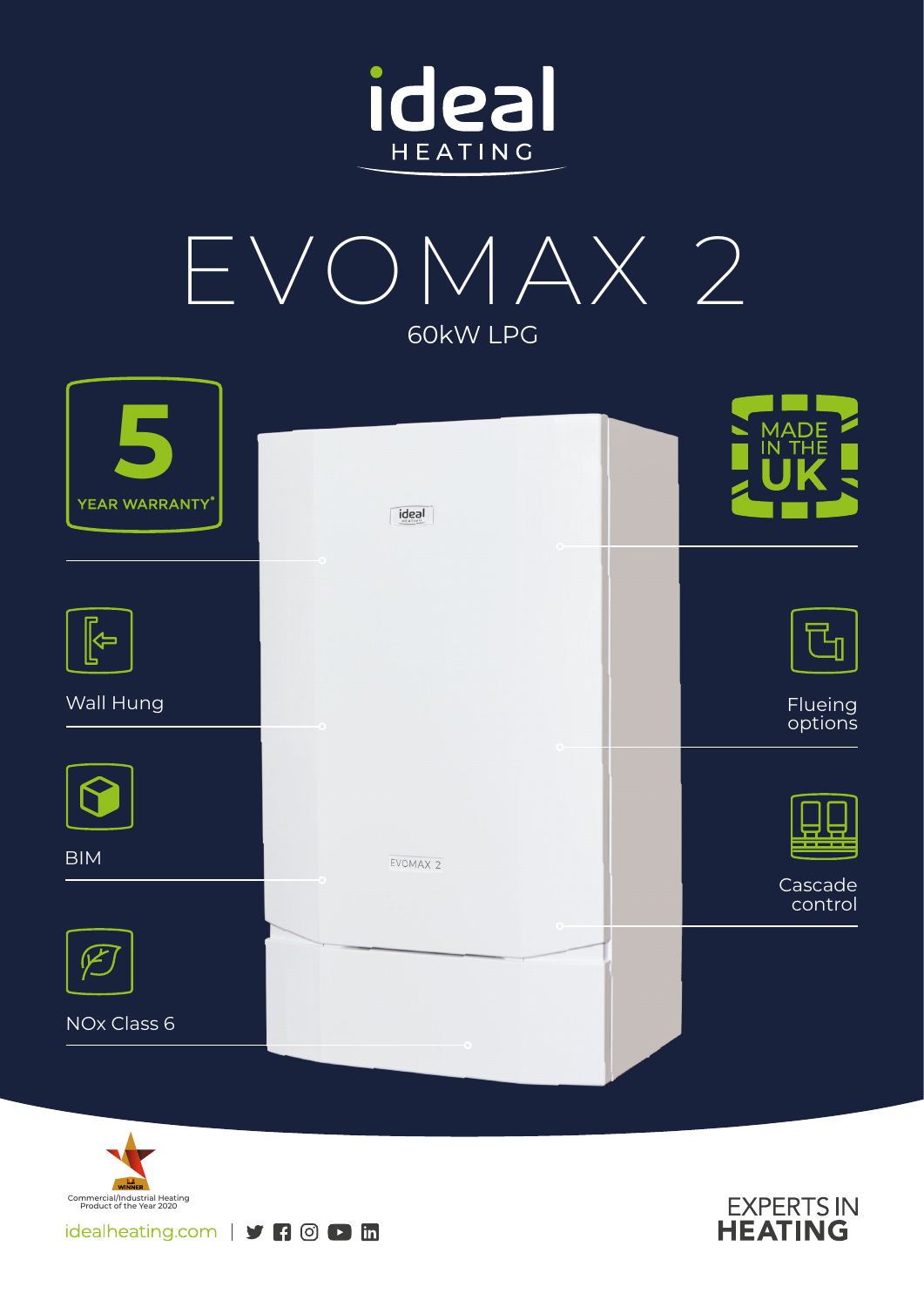ideal HEATING

# EVOMAX 2

## 60kW LPG

5 YEAR WARRANTY*

MADE IN THE UK

Wall Hung

Flueing options

BIM

Cascade control

NOx Class 6

WINNER Commercial/Industrial Heating Product of the Year 2020

idealheating.com

EXPERTS IN **HEATING**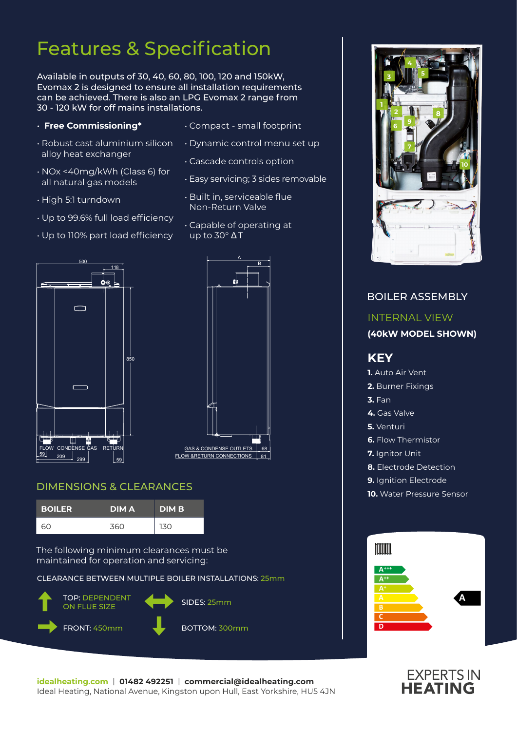# Features & Specification

Available in outputs of 30, 40, 60, 80, 100, 120 and 150kW, Evomax 2 is designed to ensure all installation requirements can be achieved. There is also an LPG Evomax 2 range from 30 - 120 kW for off mains installations.

- **Free Commissioning***
- Robust cast aluminium silicon alloy heat exchanger
- NOx <40mg/kWh (Class 6) for all natural gas models
- High 5:1 turndown
- Up to 99.6% full load efficiency
- Up to 110% part load efficiency
- Compact - small footprint
- Dynamic control menu set up
- Cascade controls option
- Easy servicing; 3 sides removable
- Built in, serviceable flue Non-Return Valve
- Capable of operating at up to 30° ΔT

500 | 118 | 850 | FLOW | CONDENSE | GAS | RETURN | 59 | 209 | 299 | 59

A | B | GAS & CONDENSE OUTLETS | FLOW &RETURN CONNECTIONS | 68 | 81

## DIMENSIONS & CLEARANCES

| BOILER | DIM A | DIM B |
|---|---|---|
| 60 | 360 | 130 |

The following minimum clearances must be maintained for operation and servicing:

CLEARANCE BETWEEN MULTIPLE BOILER INSTALLATIONS: 25mm

TOP: DEPENDENT ON FLUE SIZE

SIDES: 25mm

FRONT: 450mm

BOTTOM: 300mm

## BOILER ASSEMBLY

### INTERNAL VIEW

**(40kW MODEL SHOWN)**

## KEY

**1.** Auto Air Vent
**2.** Burner Fixings
**3.** Fan
**4.** Gas Valve
**5.** Venturi
**6.** Flow Thermistor
**7.** Ignitor Unit
**8.** Electrode Detection
**9.** Ignition Electrode
**10.** Water Pressure Sensor

A+++ | A++ | A+ | A | B | C | D — **A**

**idealheating.com** | **01482 492251** | **commercial@idealheating.com**
Ideal Heating, National Avenue, Kingston upon Hull, East Yorkshire, HU5 4JN

EXPERTS IN **HEATING**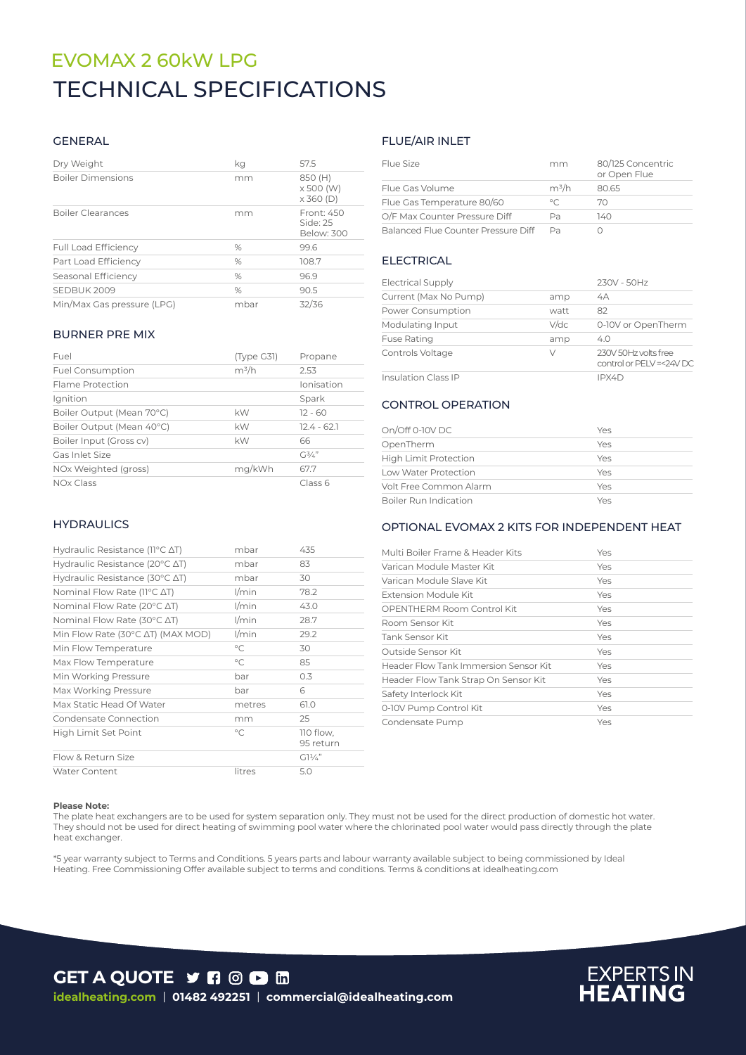# EVOMAX 2 60kW LPG

# TECHNICAL SPECIFICATIONS

## GENERAL

| | | |
|---|---|---|
| Dry Weight | kg | 57.5 |
| Boiler Dimensions | mm | 850 (H) x 500 (W) x 360 (D) |
| Boiler Clearances | mm | Front: 450 Side: 25 Below: 300 |
| Full Load Efficiency | % | 99.6 |
| Part Load Efficiency | % | 108.7 |
| Seasonal Efficiency | % | 96.9 |
| SEDBUK 2009 | % | 90.5 |
| Min/Max Gas pressure (LPG) | mbar | 32/36 |

## BURNER PRE MIX

| | | |
|---|---|---|
| Fuel | (Type G31) | Propane |
| Fuel Consumption | m³/h | 2.53 |
| Flame Protection | | Ionisation |
| Ignition | | Spark |
| Boiler Output (Mean 70°C) | kW | 12 - 60 |
| Boiler Output (Mean 40°C) | kW | 12.4 - 62.1 |
| Boiler Input (Gross cv) | kW | 66 |
| Gas Inlet Size | | G¾" |
| NOx Weighted (gross) | mg/kWh | 67.7 |
| NOx Class | | Class 6 |

## HYDRAULICS

| | | |
|---|---|---|
| Hydraulic Resistance (11°C ΔT) | mbar | 435 |
| Hydraulic Resistance (20°C ΔT) | mbar | 83 |
| Hydraulic Resistance (30°C ΔT) | mbar | 30 |
| Nominal Flow Rate (11°C ΔT) | l/min | 78.2 |
| Nominal Flow Rate (20°C ΔT) | l/min | 43.0 |
| Nominal Flow Rate (30°C ΔT) | l/min | 28.7 |
| Min Flow Rate (30°C ΔT) (MAX MOD) | l/min | 29.2 |
| Min Flow Temperature | °C | 30 |
| Max Flow Temperature | °C | 85 |
| Min Working Pressure | bar | 0.3 |
| Max Working Pressure | bar | 6 |
| Max Static Head Of Water | metres | 61.0 |
| Condensate Connection | mm | 25 |
| High Limit Set Point | °C | 110 flow, 95 return |
| Flow & Return Size | | G1¼" |
| Water Content | litres | 5.0 |

## FLUE/AIR INLET

| | | |
|---|---|---|
| Flue Size | mm | 80/125 Concentric or Open Flue |
| Flue Gas Volume | m³/h | 80.65 |
| Flue Gas Temperature 80/60 | °C | 70 |
| O/F Max Counter Pressure Diff | Pa | 140 |
| Balanced Flue Counter Pressure Diff | Pa | 0 |

## ELECTRICAL

| | | |
|---|---|---|
| Electrical Supply | | 230V - 50Hz |
| Current (Max No Pump) | amp | 4A |
| Power Consumption | watt | 82 |
| Modulating Input | V/dc | 0-10V or OpenTherm |
| Fuse Rating | amp | 4.0 |
| Controls Voltage | V | 230V 50Hz volts free control or PELV =<24V DC |
| Insulation Class IP | | IPX4D |

## CONTROL OPERATION

| | |
|---|---|
| On/Off 0-10V DC | Yes |
| OpenTherm | Yes |
| High Limit Protection | Yes |
| Low Water Protection | Yes |
| Volt Free Common Alarm | Yes |
| Boiler Run Indication | Yes |

## OPTIONAL EVOMAX 2 KITS FOR INDEPENDENT HEAT

| | |
|---|---|
| Multi Boiler Frame & Header Kits | Yes |
| Varican Module Master Kit | Yes |
| Varican Module Slave Kit | Yes |
| Extension Module Kit | Yes |
| OPENTHERM Room Control Kit | Yes |
| Room Sensor Kit | Yes |
| Tank Sensor Kit | Yes |
| Outside Sensor Kit | Yes |
| Header Flow Tank Immersion Sensor Kit | Yes |
| Header Flow Tank Strap On Sensor Kit | Yes |
| Safety Interlock Kit | Yes |
| 0-10V Pump Control Kit | Yes |
| Condensate Pump | Yes |

**Please Note:**
The plate heat exchangers are to be used for system separation only. They must not be used for the direct production of domestic hot water. They should not be used for direct heating of swimming pool water where the chlorinated pool water would pass directly through the plate heat exchanger.

*5 year warranty subject to Terms and Conditions. 5 years parts and labour warranty available subject to being commissioned by Ideal Heating. Free Commissioning Offer available subject to terms and conditions. Terms & conditions at idealheating.com

**GET A QUOTE**

idealheating.com | 01482 492251 | commercial@idealheating.com

EXPERTS IN **HEATING**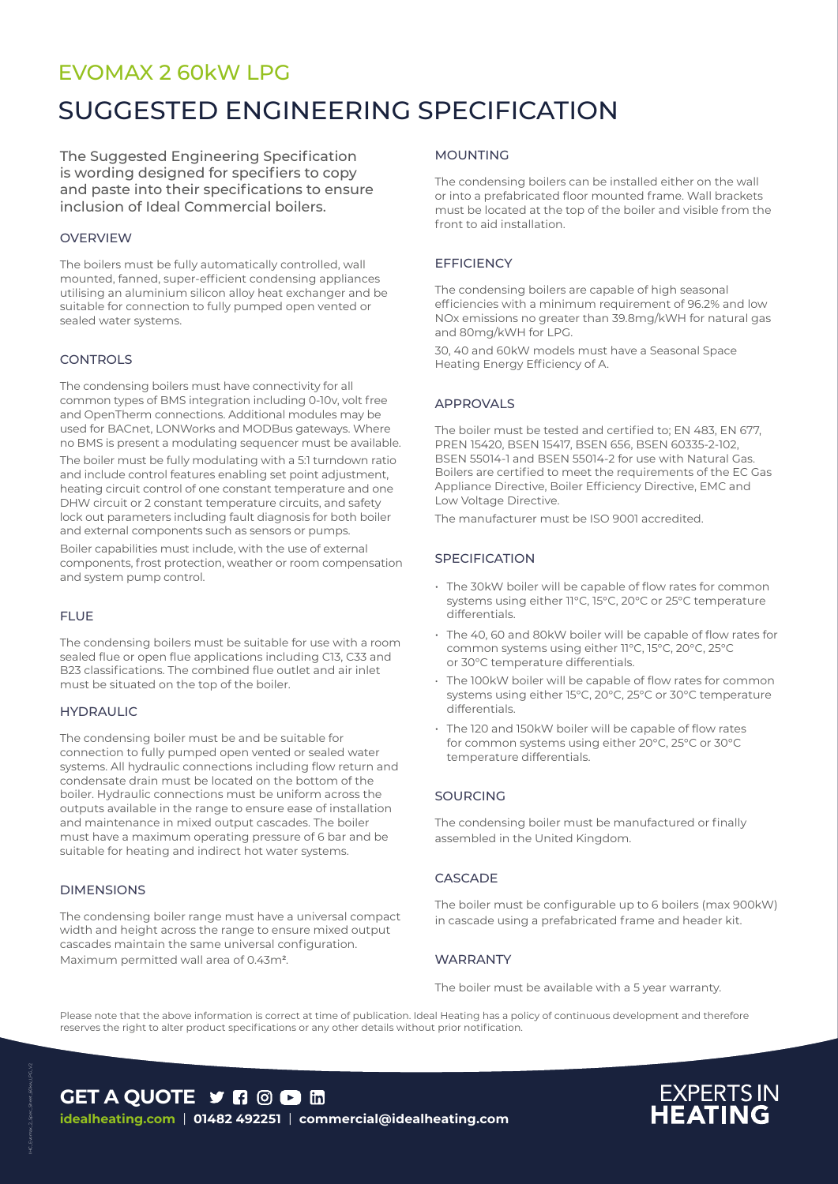## EVOMAX 2 60kW LPG

# SUGGESTED ENGINEERING SPECIFICATION

The Suggested Engineering Specification is wording designed for specifiers to copy and paste into their specifications to ensure inclusion of Ideal Commercial boilers.

### OVERVIEW

The boilers must be fully automatically controlled, wall mounted, fanned, super-efficient condensing appliances utilising an aluminium silicon alloy heat exchanger and be suitable for connection to fully pumped open vented or sealed water systems.

### CONTROLS

The condensing boilers must have connectivity for all common types of BMS integration including 0-10v, volt free and OpenTherm connections. Additional modules may be used for BACnet, LONWorks and MODBus gateways. Where no BMS is present a modulating sequencer must be available.

The boiler must be fully modulating with a 5:1 turndown ratio and include control features enabling set point adjustment, heating circuit control of one constant temperature and one DHW circuit or 2 constant temperature circuits, and safety lock out parameters including fault diagnosis for both boiler and external components such as sensors or pumps.

Boiler capabilities must include, with the use of external components, frost protection, weather or room compensation and system pump control.

### FLUE

The condensing boilers must be suitable for use with a room sealed flue or open flue applications including C13, C33 and B23 classifications. The combined flue outlet and air inlet must be situated on the top of the boiler.

### HYDRAULIC

The condensing boiler must be and be suitable for connection to fully pumped open vented or sealed water systems. All hydraulic connections including flow return and condensate drain must be located on the bottom of the boiler. Hydraulic connections must be uniform across the outputs available in the range to ensure ease of installation and maintenance in mixed output cascades. The boiler must have a maximum operating pressure of 6 bar and be suitable for heating and indirect hot water systems.

### DIMENSIONS

The condensing boiler range must have a universal compact width and height across the range to ensure mixed output cascades maintain the same universal configuration. Maximum permitted wall area of 0.43m².

### MOUNTING

The condensing boilers can be installed either on the wall or into a prefabricated floor mounted frame. Wall brackets must be located at the top of the boiler and visible from the front to aid installation.

### EFFICIENCY

The condensing boilers are capable of high seasonal efficiencies with a minimum requirement of 96.2% and low NOx emissions no greater than 39.8mg/kWH for natural gas and 80mg/kWH for LPG.

30, 40 and 60kW models must have a Seasonal Space Heating Energy Efficiency of A.

### APPROVALS

The boiler must be tested and certified to; EN 483, EN 677, PREN 15420, BSEN 15417, BSEN 656, BSEN 60335-2-102, BSEN 55014-1 and BSEN 55014-2 for use with Natural Gas. Boilers are certified to meet the requirements of the EC Gas Appliance Directive, Boiler Efficiency Directive, EMC and Low Voltage Directive.

The manufacturer must be ISO 9001 accredited.

### SPECIFICATION

- The 30kW boiler will be capable of flow rates for common systems using either 11°C, 15°C, 20°C or 25°C temperature differentials.
- The 40, 60 and 80kW boiler will be capable of flow rates for common systems using either 11°C, 15°C, 20°C, 25°C or 30°C temperature differentials.
- The 100kW boiler will be capable of flow rates for common systems using either 15°C, 20°C, 25°C or 30°C temperature differentials.
- The 120 and 150kW boiler will be capable of flow rates for common systems using either 20°C, 25°C or 30°C temperature differentials.

### SOURCING

The condensing boiler must be manufactured or finally assembled in the United Kingdom.

### CASCADE

The boiler must be configurable up to 6 boilers (max 900kW) in cascade using a prefabricated frame and header kit.

### WARRANTY

The boiler must be available with a 5 year warranty.

Please note that the above information is correct at time of publication. Ideal Heating has a policy of continuous development and therefore reserves the right to alter product specifications or any other details without prior notification.

**GET A QUOTE**

**idealheating.com** | **01482 492251** | **commercial@idealheating.com**

EXPERTS IN **HEATING**